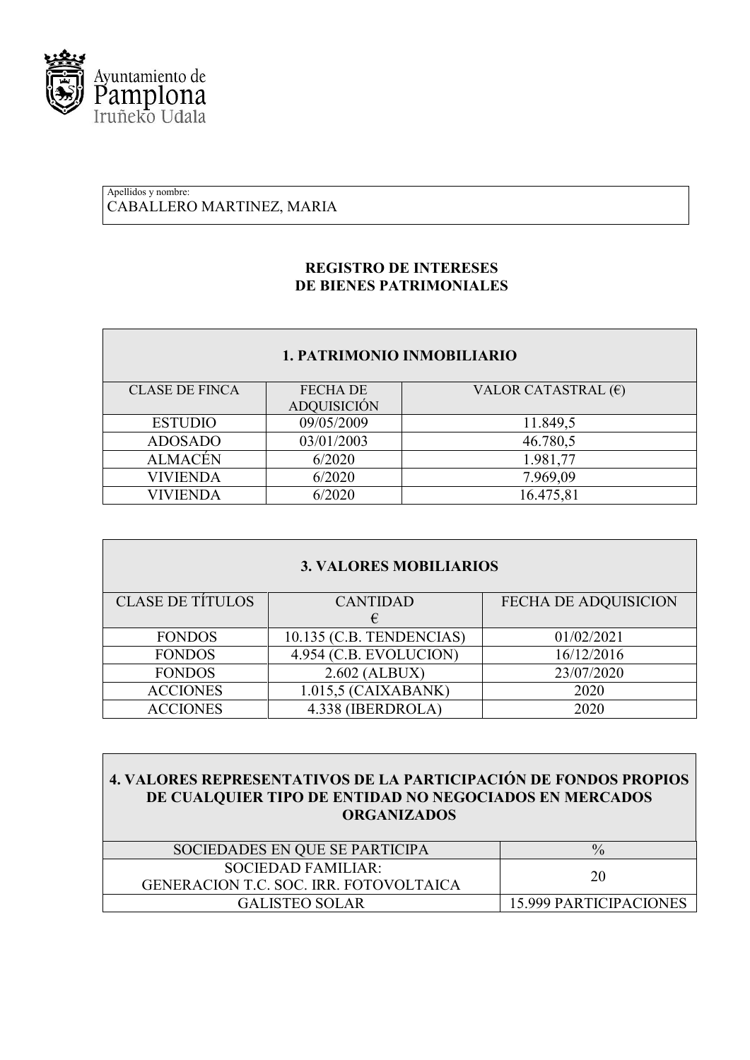Ayuntamiento de Pamplona
Iruñeko Udala

Apellidos y nombre:
CABALLERO MARTINEZ, MARIA

**REGISTRO DE INTERESES**
**DE BIENES PATRIMONIALES**

| 1. PATRIMONIO INMOBILIARIO | | |
|---|---|---|
| CLASE DE FINCA | FECHA DE ADQUISICIÓN | VALOR CATASTRAL (€) |
| ESTUDIO | 09/05/2009 | 11.849,5 |
| ADOSADO | 03/01/2003 | 46.780,5 |
| ALMACÉN | 6/2020 | 1.981,77 |
| VIVIENDA | 6/2020 | 7.969,09 |
| VIVIENDA | 6/2020 | 16.475,81 |

| 3. VALORES MOBILIARIOS | | |
|---|---|---|
| CLASE DE TÍTULOS | CANTIDAD € | FECHA DE ADQUISICION |
| FONDOS | 10.135 (C.B. TENDENCIAS) | 01/02/2021 |
| FONDOS | 4.954 (C.B. EVOLUCION) | 16/12/2016 |
| FONDOS | 2.602 (ALBUX) | 23/07/2020 |
| ACCIONES | 1.015,5 (CAIXABANK) | 2020 |
| ACCIONES | 4.338 (IBERDROLA) | 2020 |

| 4. VALORES REPRESENTATIVOS DE LA PARTICIPACIÓN DE FONDOS PROPIOS DE CUALQUIER TIPO DE ENTIDAD NO NEGOCIADOS EN MERCADOS ORGANIZADOS | |
|---|---|
| SOCIEDADES EN QUE SE PARTICIPA | % |
| SOCIEDAD FAMILIAR: GENERACION T.C. SOC. IRR. FOTOVOLTAICA | 20 |
| GALISTEO SOLAR | 15.999 PARTICIPACIONES |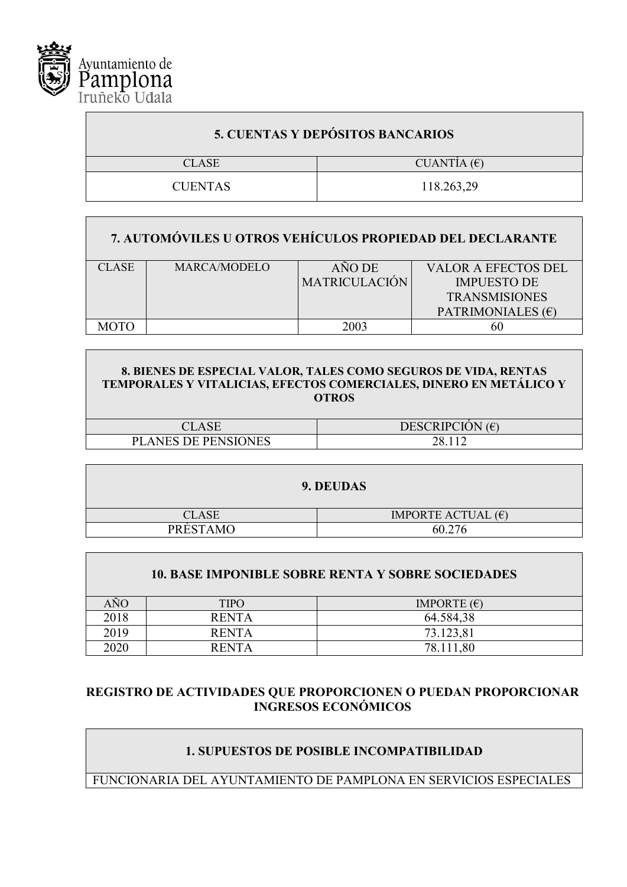## 5. CUENTAS Y DEPÓSITOS BANCARIOS

| CLASE | CUANTÍA (€) |
|---|---|
| CUENTAS | 118.263,29 |

## 7. AUTOMÓVILES U OTROS VEHÍCULOS PROPIEDAD DEL DECLARANTE

| CLASE | MARCA/MODELO | AÑO DE MATRICULACIÓN | VALOR A EFECTOS DEL IMPUESTO DE TRANSMISIONES PATRIMONIALES (€) |
|---|---|---|---|
| MOTO | | 2003 | 60 |

## 8. BIENES DE ESPECIAL VALOR, TALES COMO SEGUROS DE VIDA, RENTAS TEMPORALES Y VITALICIAS, EFECTOS COMERCIALES, DINERO EN METÁLICO Y OTROS

| CLASE | DESCRIPCIÓN (€) |
|---|---|
| PLANES DE PENSIONES | 28.112 |

## 9. DEUDAS

| CLASE | IMPORTE ACTUAL (€) |
|---|---|
| PRÉSTAMO | 60.276 |

## 10. BASE IMPONIBLE SOBRE RENTA Y SOBRE SOCIEDADES

| AÑO | TIPO | IMPORTE (€) |
|---|---|---|
| 2018 | RENTA | 64.584,38 |
| 2019 | RENTA | 73.123,81 |
| 2020 | RENTA | 78.111,80 |

# REGISTRO DE ACTIVIDADES QUE PROPORCIONEN O PUEDAN PROPORCIONAR INGRESOS ECONÓMICOS

## 1. SUPUESTOS DE POSIBLE INCOMPATIBILIDAD

FUNCIONARIA DEL AYUNTAMIENTO DE PAMPLONA EN SERVICIOS ESPECIALES